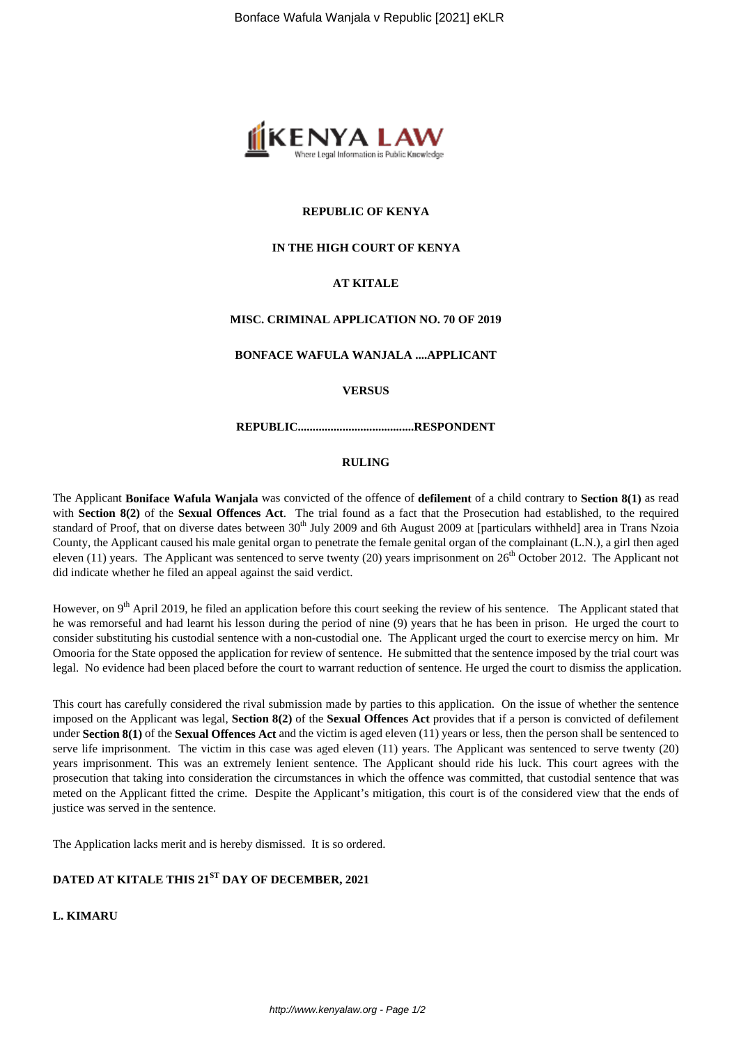**REPUBLIC OF KENYA**

**IN THE HIGH COURT OF KENYA**

**AT KITALE**

**MISC. CRIMINAL APPLICATION NO. 70 OF 2019**

**BONFACE WAFULA WANJALA ....APPLICANT**

**VERSUS**

**REPUBLIC.......................................RESPONDENT**

**RULING**

The Applicant **Boniface Wafula Wanjala** was convicted of the offence of **defilement** of a child contrary to **Section 8(1)** as read with **Section 8(2)** of the **Sexual Offences Act**. The trial found as a fact that the Prosecution had established, to the required standard of Proof, that on diverse dates between 30th July 2009 and 6th August 2009 at [particulars withheld] area in Trans Nzoia County, the Applicant caused his male genital organ to penetrate the female genital organ of the complainant (L.N.), a girl then aged eleven (11) years. The Applicant was sentenced to serve twenty (20) years imprisonment on 26th October 2012. The Applicant not did indicate whether he filed an appeal against the said verdict.

However, on 9th April 2019, he filed an application before this court seeking the review of his sentence. The Applicant stated that he was remorseful and had learnt his lesson during the period of nine (9) years that he has been in prison. He urged the court to consider substituting his custodial sentence with a non-custodial one. The Applicant urged the court to exercise mercy on him. Mr Omooria for the State opposed the application for review of sentence. He submitted that the sentence imposed by the trial court was legal. No evidence had been placed before the court to warrant reduction of sentence. He urged the court to dismiss the application.

This court has carefully considered the rival submission made by parties to this application. On the issue of whether the sentence imposed on the Applicant was legal, **Section 8(2)** of the **Sexual Offences Act** provides that if a person is convicted of defilement under **Section 8(1)** of the **Sexual Offences Act** and the victim is aged eleven (11) years or less, then the person shall be sentenced to serve life imprisonment. The victim in this case was aged eleven (11) years. The Applicant was sentenced to serve twenty (20) years imprisonment. This was an extremely lenient sentence. The Applicant should ride his luck. This court agrees with the prosecution that taking into consideration the circumstances in which the offence was committed, that custodial sentence that was meted on the Applicant fitted the crime. Despite the Applicant's mitigation, this court is of the considered view that the ends of justice was served in the sentence.

The Application lacks merit and is hereby dismissed. It is so ordered.

**DATED AT KITALE THIS 21ST DAY OF DECEMBER, 2021**

**L. KIMARU**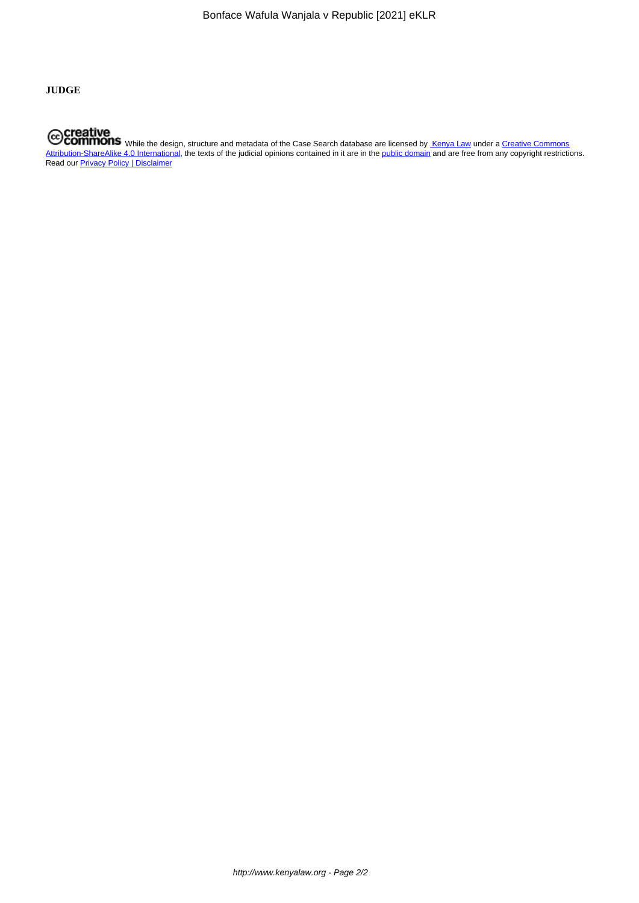**JUDGE**

creative commons While the design, structure and metadata of the Case Search database are licensed by Kenya Law under a Creative Commons Attribution-ShareAlike 4.0 International, the texts of the judicial opinions contained in it are in the public domain and are free from any copyright restrictions. Read our Privacy Policy | Disclaimer